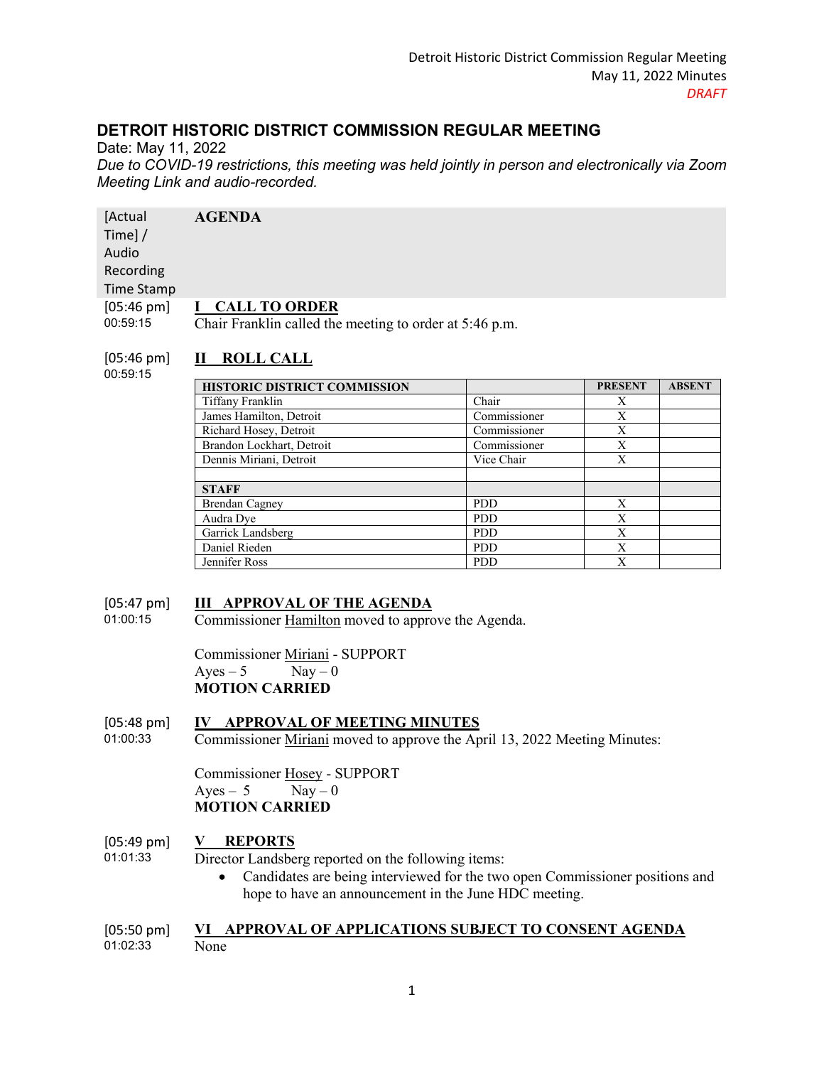# DETROIT HISTORIC DISTRICT COMMISSION REGULAR MEETING

Date: May 11, 2022

*Due to COVID-19 restrictions, this meeting was held jointly in person and electronically via Zoom Meeting Link and audio-recorded.*

| [Actual Time] / Audio Recording Time Stamp | AGENDA |
|---|---|
| [05:46 pm] 00:59:15 | **I CALL TO ORDER** Chair Franklin called the meeting to order at 5:46 p.m. |
| [05:46 pm] 00:59:15 | **II ROLL CALL** |

| HISTORIC DISTRICT COMMISSION | | PRESENT | ABSENT |
|---|---|---|---|
| Tiffany Franklin | Chair | X | |
| James Hamilton, Detroit | Commissioner | X | |
| Richard Hosey, Detroit | Commissioner | X | |
| Brandon Lockhart, Detroit | Commissioner | X | |
| Dennis Miriani, Detroit | Vice Chair | X | |
| | | | |
| **STAFF** | | | |
| Brendan Cagney | PDD | X | |
| Audra Dye | PDD | X | |
| Garrick Landsberg | PDD | X | |
| Daniel Rieden | PDD | X | |
| Jennifer Ross | PDD | X | |

[05:47 pm] 01:00:15

**III APPROVAL OF THE AGENDA**

Commissioner Hamilton moved to approve the Agenda.

Commissioner Miriani - SUPPORT
Ayes – 5 Nay – 0
**MOTION CARRIED**

[05:48 pm] 01:00:33

**IV APPROVAL OF MEETING MINUTES**

Commissioner Miriani moved to approve the April 13, 2022 Meeting Minutes:

Commissioner Hosey - SUPPORT
Ayes – 5 Nay – 0
**MOTION CARRIED**

[05:49 pm] 01:01:33

**V REPORTS**

Director Landsberg reported on the following items:

- Candidates are being interviewed for the two open Commissioner positions and hope to have an announcement in the June HDC meeting.

[05:50 pm] 01:02:33

**VI APPROVAL OF APPLICATIONS SUBJECT TO CONSENT AGENDA**

None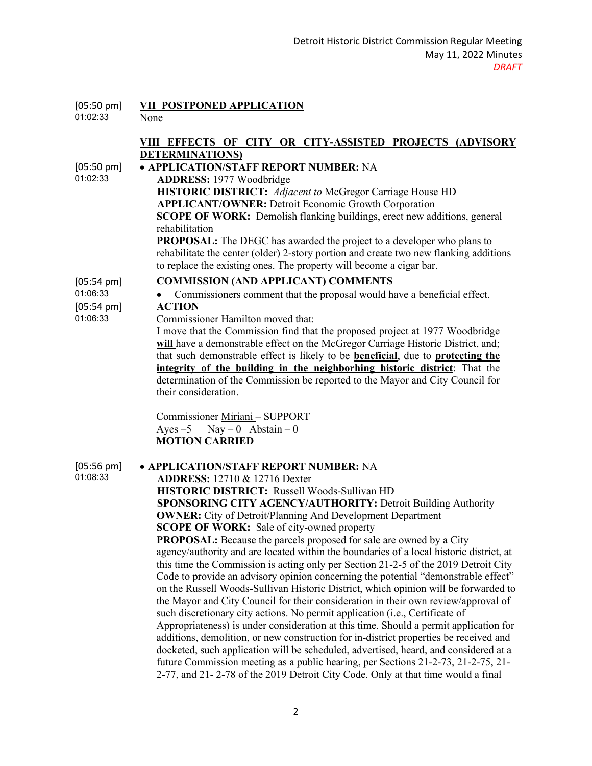[05:50 pm] 01:02:33

## VII POSTPONED APPLICATION

None

## VIII EFFECTS OF CITY OR CITY-ASSISTED PROJECTS (ADVISORY DETERMINATIONS)

[05:50 pm] 01:02:33

- **APPLICATION/STAFF REPORT NUMBER:** NA

  **ADDRESS:** 1977 Woodbridge
  **HISTORIC DISTRICT:** *Adjacent to* McGregor Carriage House HD
  **APPLICANT/OWNER:** Detroit Economic Growth Corporation
  **SCOPE OF WORK:** Demolish flanking buildings, erect new additions, general rehabilitation
  **PROPOSAL:** The DEGC has awarded the project to a developer who plans to rehabilitate the center (older) 2-story portion and create two new flanking additions to replace the existing ones. The property will become a cigar bar.

[05:54 pm] 01:06:33

**COMMISSION (AND APPLICANT) COMMENTS**

- Commissioners comment that the proposal would have a beneficial effect.

[05:54 pm] 01:06:33

**ACTION**

Commissioner Hamilton moved that:
I move that the Commission find that the proposed project at 1977 Woodbridge **will** have a demonstrable effect on the McGregor Carriage Historic District, and; that such demonstrable effect is likely to be **beneficial**, due to **protecting the integrity of the building in the neighborhing historic district**: That the determination of the Commission be reported to the Mayor and City Council for their consideration.

Commissioner Miriani – SUPPORT
Ayes –5 Nay – 0 Abstain – 0
**MOTION CARRIED**

[05:56 pm] 01:08:33

- **APPLICATION/STAFF REPORT NUMBER:** NA

  **ADDRESS:** 12710 & 12716 Dexter
  **HISTORIC DISTRICT:** Russell Woods-Sullivan HD
  **SPONSORING CITY AGENCY/AUTHORITY:** Detroit Building Authority
  **OWNER:** City of Detroit/Planning And Development Department
  **SCOPE OF WORK:** Sale of city-owned property
  **PROPOSAL:** Because the parcels proposed for sale are owned by a City agency/authority and are located within the boundaries of a local historic district, at this time the Commission is acting only per Section 21-2-5 of the 2019 Detroit City Code to provide an advisory opinion concerning the potential "demonstrable effect" on the Russell Woods-Sullivan Historic District, which opinion will be forwarded to the Mayor and City Council for their consideration in their own review/approval of such discretionary city actions. No permit application (i.e., Certificate of Appropriateness) is under consideration at this time. Should a permit application for additions, demolition, or new construction for in-district properties be received and docketed, such application will be scheduled, advertised, heard, and considered at a future Commission meeting as a public hearing, per Sections 21-2-73, 21-2-75, 21-2-77, and 21- 2-78 of the 2019 Detroit City Code. Only at that time would a final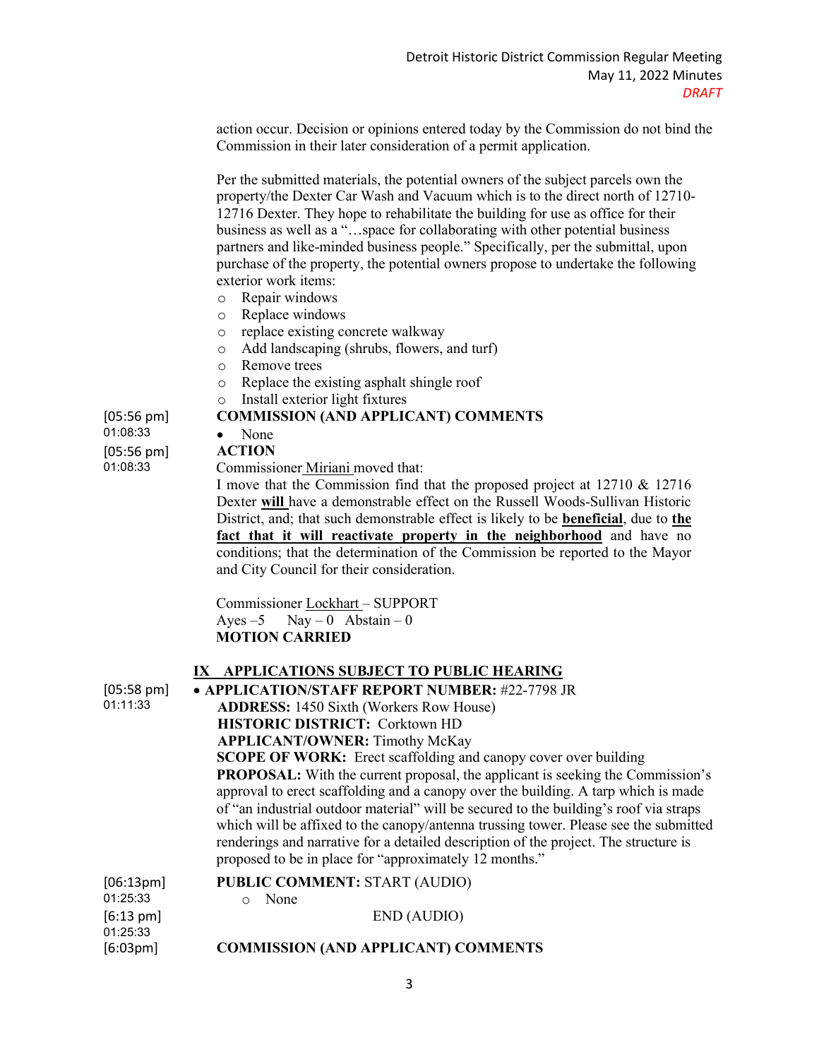action occur. Decision or opinions entered today by the Commission do not bind the Commission in their later consideration of a permit application.

Per the submitted materials, the potential owners of the subject parcels own the property/the Dexter Car Wash and Vacuum which is to the direct north of 12710-12716 Dexter. They hope to rehabilitate the building for use as office for their business as well as a "…space for collaborating with other potential business partners and like-minded business people." Specifically, per the submittal, upon purchase of the property, the potential owners propose to undertake the following exterior work items:

- Repair windows
- Replace windows
- replace existing concrete walkway
- Add landscaping (shrubs, flowers, and turf)
- Remove trees
- Replace the existing asphalt shingle roof
- Install exterior light fixtures

[05:56 pm] 01:08:33 **COMMISSION (AND APPLICANT) COMMENTS**

- None

[05:56 pm] 01:08:33 **ACTION**

Commissioner Miriani moved that:
I move that the Commission find that the proposed project at 12710 & 12716 Dexter **will** have a demonstrable effect on the Russell Woods-Sullivan Historic District, and; that such demonstrable effect is likely to be **beneficial**, due to **the fact that it will reactivate property in the neighborhood** and have no conditions; that the determination of the Commission be reported to the Mayor and City Council for their consideration.

Commissioner Lockhart – SUPPORT
Ayes –5 Nay – 0 Abstain – 0
**MOTION CARRIED**

## IX APPLICATIONS SUBJECT TO PUBLIC HEARING

[05:58 pm] 01:11:33

- **APPLICATION/STAFF REPORT NUMBER:** #22-7798 JR
  **ADDRESS:** 1450 Sixth (Workers Row House)
  **HISTORIC DISTRICT:** Corktown HD
  **APPLICANT/OWNER:** Timothy McKay
  **SCOPE OF WORK:** Erect scaffolding and canopy cover over building
  **PROPOSAL:** With the current proposal, the applicant is seeking the Commission's approval to erect scaffolding and a canopy over the building. A tarp which is made of "an industrial outdoor material" will be secured to the building's roof via straps which will be affixed to the canopy/antenna trussing tower. Please see the submitted renderings and narrative for a detailed description of the project. The structure is proposed to be in place for "approximately 12 months."

[06:13pm] 01:25:33 **PUBLIC COMMENT:** START (AUDIO)

- None

[6:13 pm] 01:25:33 END (AUDIO)

[6:03pm] **COMMISSION (AND APPLICANT) COMMENTS**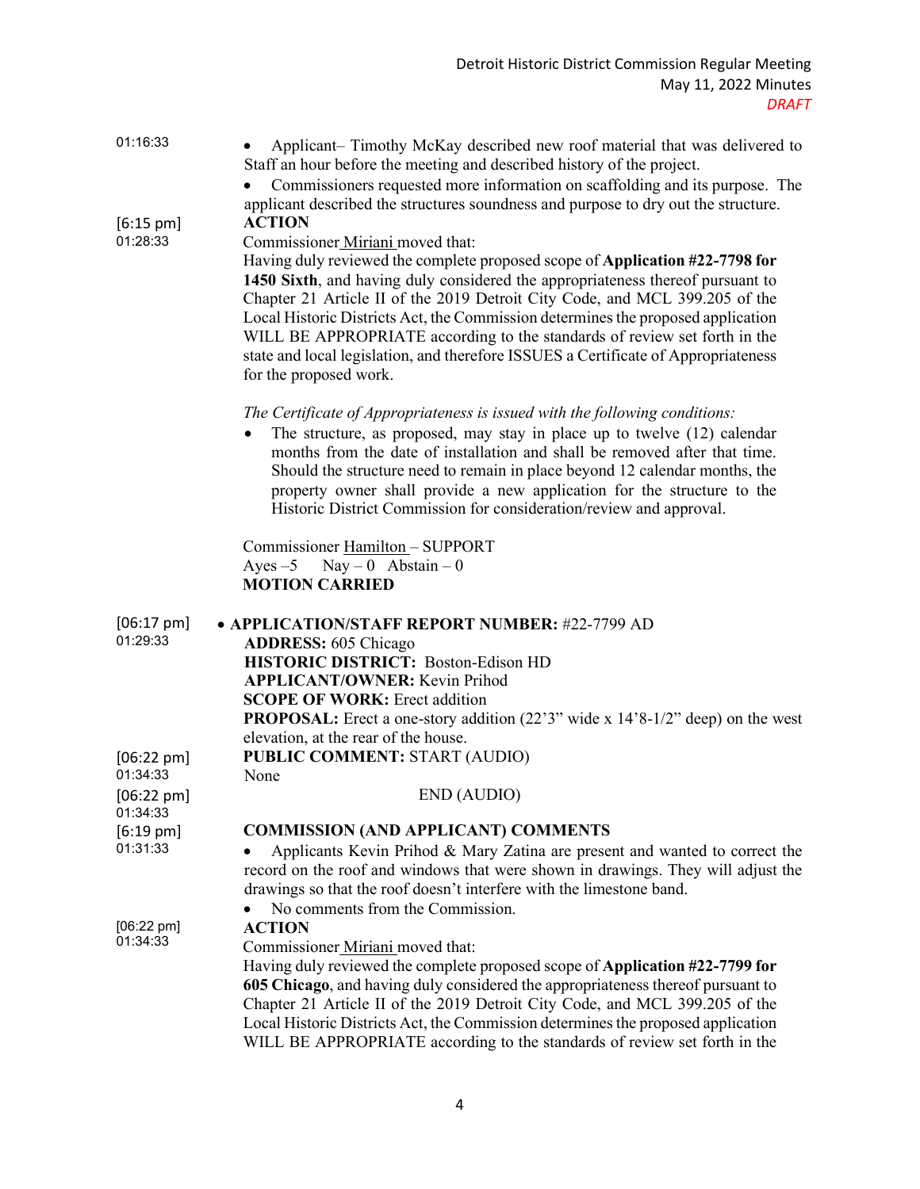01:16:33

- Applicant– Timothy McKay described new roof material that was delivered to Staff an hour before the meeting and described history of the project.
- Commissioners requested more information on scaffolding and its purpose. The applicant described the structures soundness and purpose to dry out the structure.

[6:15 pm]
01:28:33

**ACTION**

Commissioner Miriani moved that:

Having duly reviewed the complete proposed scope of **Application #22-7798 for 1450 Sixth**, and having duly considered the appropriateness thereof pursuant to Chapter 21 Article II of the 2019 Detroit City Code, and MCL 399.205 of the Local Historic Districts Act, the Commission determines the proposed application WILL BE APPROPRIATE according to the standards of review set forth in the state and local legislation, and therefore ISSUES a Certificate of Appropriateness for the proposed work.

*The Certificate of Appropriateness is issued with the following conditions:*

- The structure, as proposed, may stay in place up to twelve (12) calendar months from the date of installation and shall be removed after that time. Should the structure need to remain in place beyond 12 calendar months, the property owner shall provide a new application for the structure to the Historic District Commission for consideration/review and approval.

Commissioner Hamilton – SUPPORT
Ayes –5 Nay – 0 Abstain – 0
**MOTION CARRIED**

[06:17 pm]
01:29:33

- **APPLICATION/STAFF REPORT NUMBER:** #22-7799 AD

**ADDRESS:** 605 Chicago
**HISTORIC DISTRICT:** Boston-Edison HD
**APPLICANT/OWNER:** Kevin Prihod
**SCOPE OF WORK:** Erect addition
**PROPOSAL:** Erect a one-story addition (22'3" wide x 14'8-1/2" deep) on the west elevation, at the rear of the house.

[06:22 pm]
01:34:33

**PUBLIC COMMENT:** START (AUDIO)
None

[06:22 pm]
01:34:33

END (AUDIO)

[6:19 pm]
01:31:33

**COMMISSION (AND APPLICANT) COMMENTS**

- Applicants Kevin Prihod & Mary Zatina are present and wanted to correct the record on the roof and windows that were shown in drawings. They will adjust the drawings so that the roof doesn't interfere with the limestone band.
- No comments from the Commission.

[06:22 pm]
01:34:33

**ACTION**

Commissioner Miriani moved that:

Having duly reviewed the complete proposed scope of **Application #22-7799 for 605 Chicago**, and having duly considered the appropriateness thereof pursuant to Chapter 21 Article II of the 2019 Detroit City Code, and MCL 399.205 of the Local Historic Districts Act, the Commission determines the proposed application WILL BE APPROPRIATE according to the standards of review set forth in the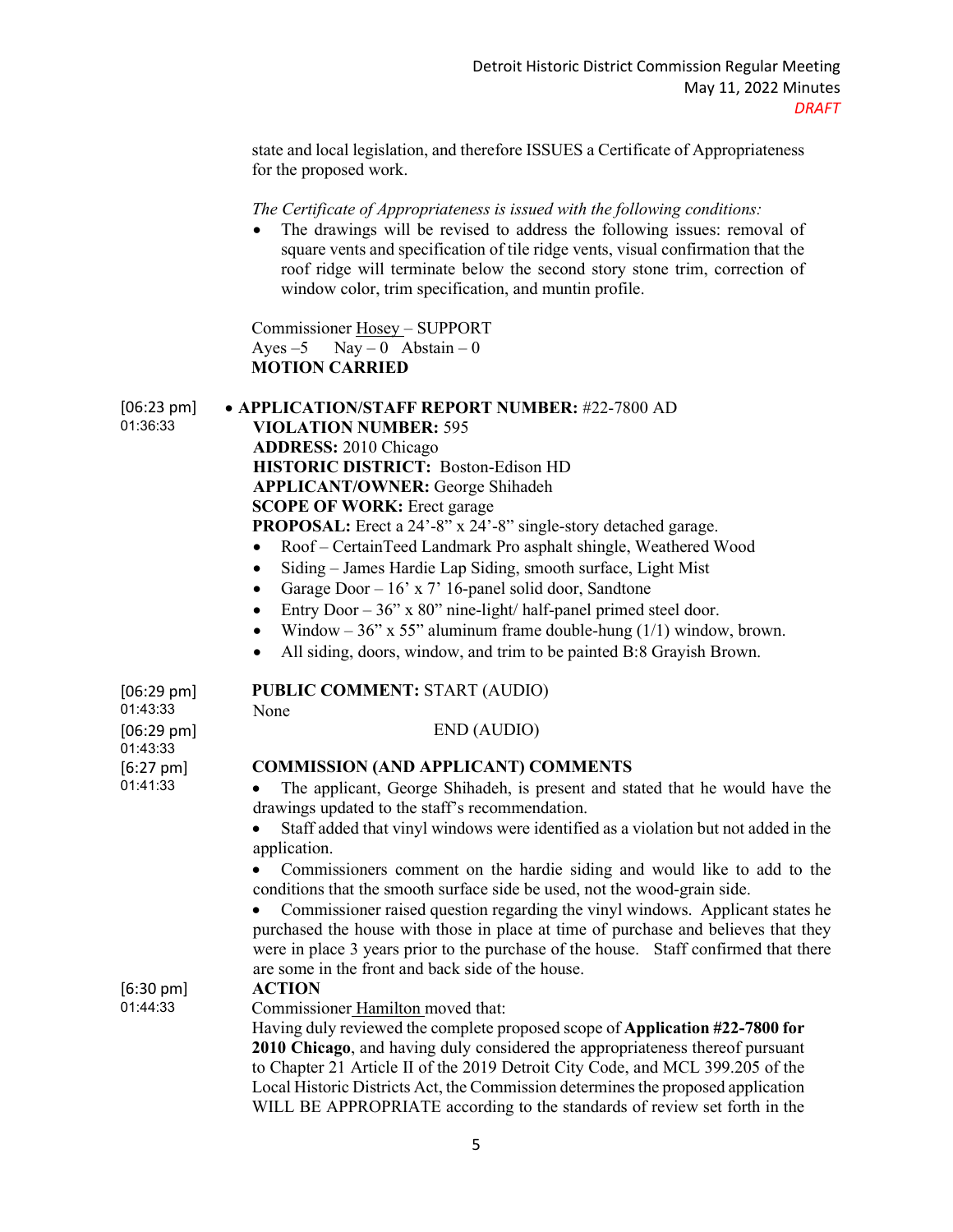state and local legislation, and therefore ISSUES a Certificate of Appropriateness for the proposed work.

*The Certificate of Appropriateness is issued with the following conditions:*

- The drawings will be revised to address the following issues: removal of square vents and specification of tile ridge vents, visual confirmation that the roof ridge will terminate below the second story stone trim, correction of window color, trim specification, and muntin profile.

Commissioner Hosey – SUPPORT
Ayes –5 Nay – 0 Abstain – 0
**MOTION CARRIED**

[06:23 pm]
01:36:33

- **APPLICATION/STAFF REPORT NUMBER:** #22-7800 AD
  **VIOLATION NUMBER:** 595
  **ADDRESS:** 2010 Chicago
  **HISTORIC DISTRICT:** Boston-Edison HD
  **APPLICANT/OWNER:** George Shihadeh
  **SCOPE OF WORK:** Erect garage
  **PROPOSAL:** Erect a 24'-8" x 24'-8" single-story detached garage.
  - Roof – CertainTeed Landmark Pro asphalt shingle, Weathered Wood
  - Siding – James Hardie Lap Siding, smooth surface, Light Mist
  - Garage Door – 16' x 7' 16-panel solid door, Sandtone
  - Entry Door – 36" x 80" nine-light/ half-panel primed steel door.
  - Window – 36" x 55" aluminum frame double-hung (1/1) window, brown.
  - All siding, doors, window, and trim to be painted B:8 Grayish Brown.

[06:29 pm]
01:43:33

**PUBLIC COMMENT:** START (AUDIO)
None

[06:29 pm]
01:43:33

END (AUDIO)

[6:27 pm]
01:41:33

**COMMISSION (AND APPLICANT) COMMENTS**

- The applicant, George Shihadeh, is present and stated that he would have the drawings updated to the staff's recommendation.
- Staff added that vinyl windows were identified as a violation but not added in the application.
- Commissioners comment on the hardie siding and would like to add to the conditions that the smooth surface side be used, not the wood-grain side.
- Commissioner raised question regarding the vinyl windows. Applicant states he purchased the house with those in place at time of purchase and believes that they were in place 3 years prior to the purchase of the house. Staff confirmed that there are some in the front and back side of the house.

[6:30 pm]
01:44:33

**ACTION**

Commissioner Hamilton moved that:
Having duly reviewed the complete proposed scope of **Application #22-7800 for 2010 Chicago**, and having duly considered the appropriateness thereof pursuant to Chapter 21 Article II of the 2019 Detroit City Code, and MCL 399.205 of the Local Historic Districts Act, the Commission determines the proposed application WILL BE APPROPRIATE according to the standards of review set forth in the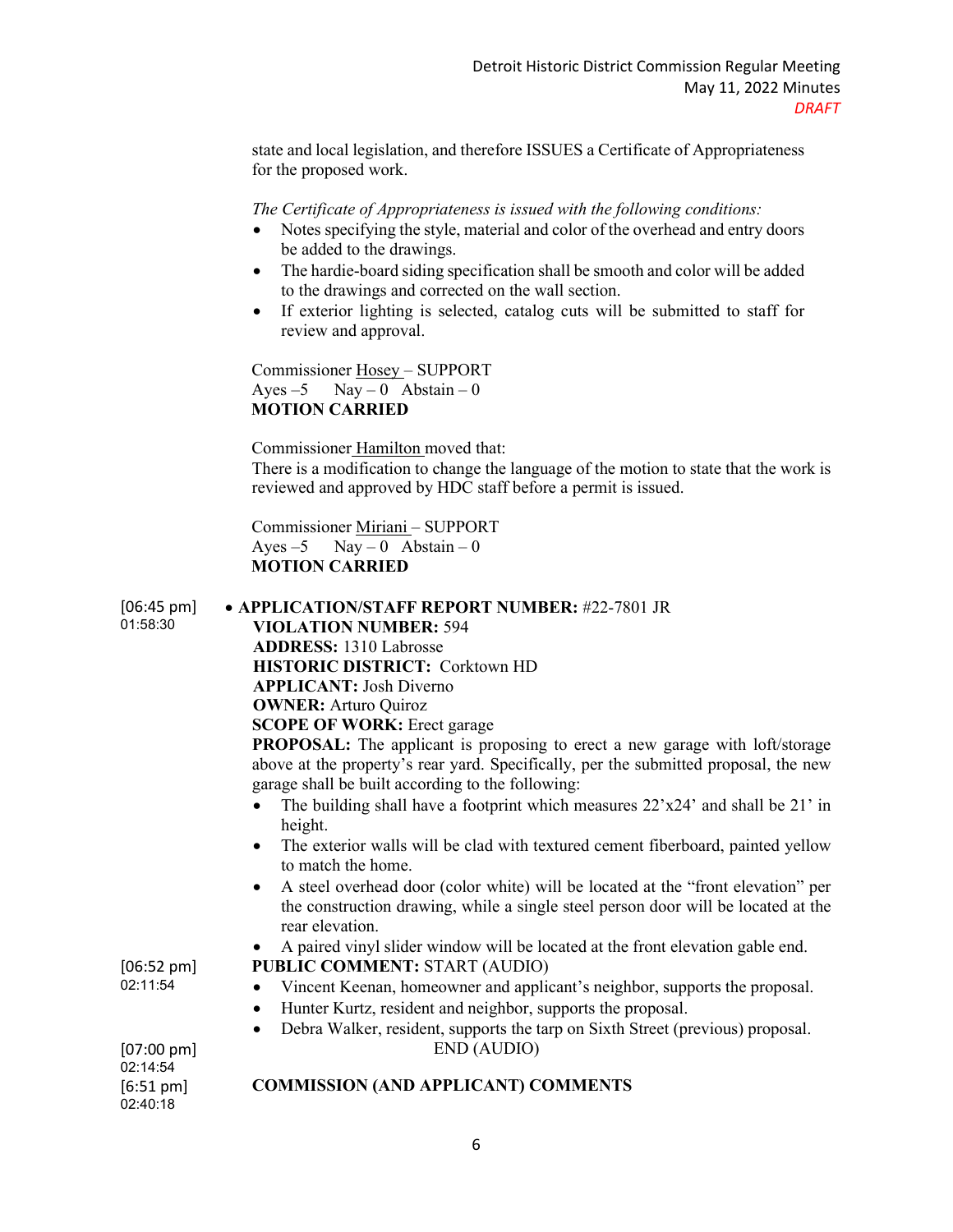state and local legislation, and therefore ISSUES a Certificate of Appropriateness for the proposed work.

*The Certificate of Appropriateness is issued with the following conditions:*

- Notes specifying the style, material and color of the overhead and entry doors be added to the drawings.
- The hardie-board siding specification shall be smooth and color will be added to the drawings and corrected on the wall section.
- If exterior lighting is selected, catalog cuts will be submitted to staff for review and approval.

Commissioner Hosey – SUPPORT
Ayes –5 Nay – 0 Abstain – 0
**MOTION CARRIED**

Commissioner Hamilton moved that:
There is a modification to change the language of the motion to state that the work is reviewed and approved by HDC staff before a permit is issued.

Commissioner Miriani – SUPPORT
Ayes –5 Nay – 0 Abstain – 0
**MOTION CARRIED**

[06:45 pm]
01:58:30

- **APPLICATION/STAFF REPORT NUMBER:** #22-7801 JR
  **VIOLATION NUMBER:** 594
  **ADDRESS:** 1310 Labrosse
  **HISTORIC DISTRICT:** Corktown HD
  **APPLICANT:** Josh Diverno
  **OWNER:** Arturo Quiroz
  **SCOPE OF WORK:** Erect garage
  **PROPOSAL:** The applicant is proposing to erect a new garage with loft/storage above at the property's rear yard. Specifically, per the submitted proposal, the new garage shall be built according to the following:
  - The building shall have a footprint which measures 22'x24' and shall be 21' in height.
  - The exterior walls will be clad with textured cement fiberboard, painted yellow to match the home.
  - A steel overhead door (color white) will be located at the "front elevation" per the construction drawing, while a single steel person door will be located at the rear elevation.
  - A paired vinyl slider window will be located at the front elevation gable end.

[06:52 pm]
02:11:54

**PUBLIC COMMENT:** START (AUDIO)

- Vincent Keenan, homeowner and applicant's neighbor, supports the proposal.
- Hunter Kurtz, resident and neighbor, supports the proposal.
- Debra Walker, resident, supports the tarp on Sixth Street (previous) proposal.

[07:00 pm]
02:14:54

END (AUDIO)

[6:51 pm]
02:40:18

**COMMISSION (AND APPLICANT) COMMENTS**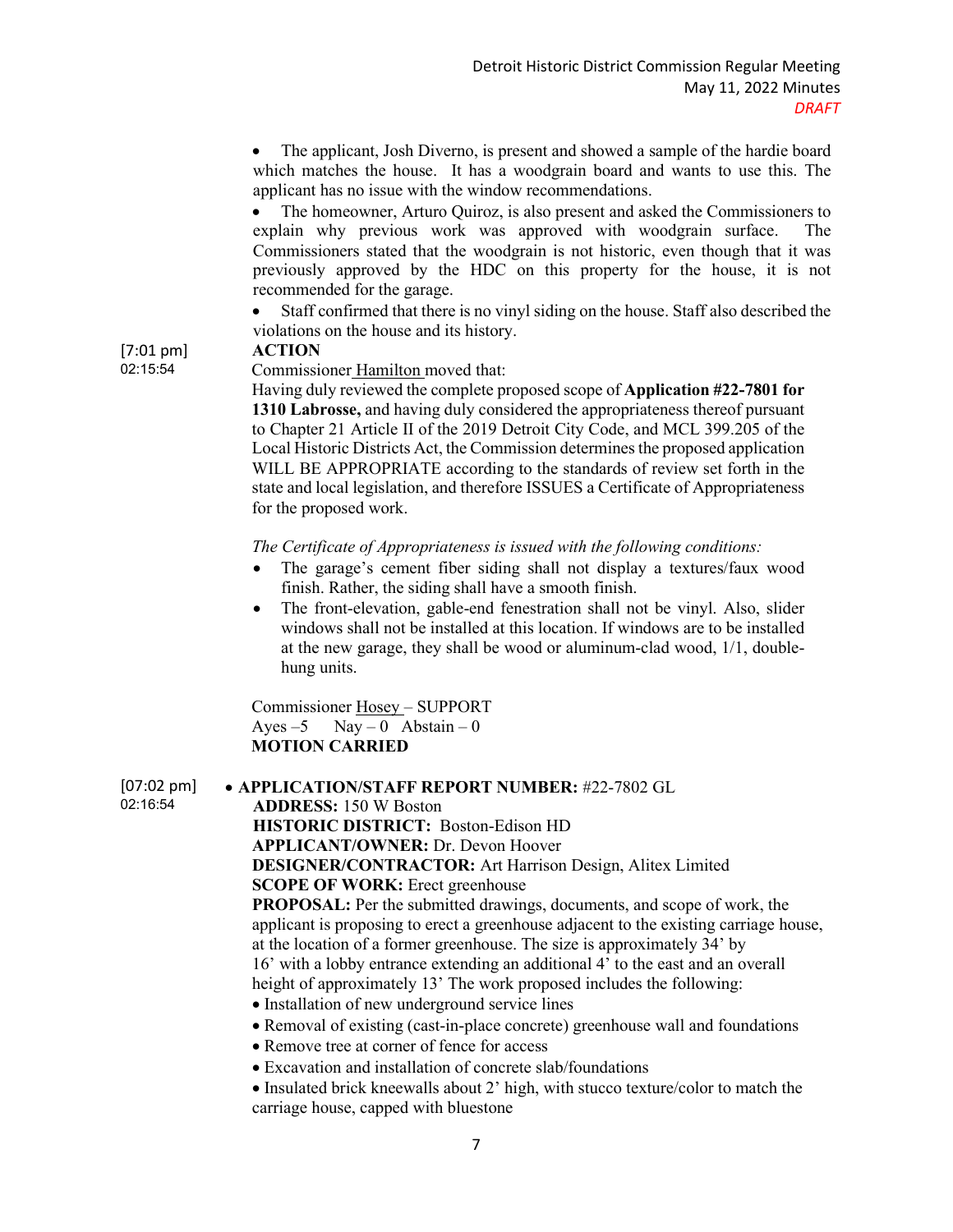- The applicant, Josh Diverno, is present and showed a sample of the hardie board which matches the house. It has a woodgrain board and wants to use this. The applicant has no issue with the window recommendations.
- The homeowner, Arturo Quiroz, is also present and asked the Commissioners to explain why previous work was approved with woodgrain surface. The Commissioners stated that the woodgrain is not historic, even though that it was previously approved by the HDC on this property for the house, it is not recommended for the garage.
- Staff confirmed that there is no vinyl siding on the house. Staff also described the violations on the house and its history.

[7:01 pm]
02:15:54

**ACTION**

Commissioner Hamilton moved that:

Having duly reviewed the complete proposed scope of **Application #22-7801 for 1310 Labrosse,** and having duly considered the appropriateness thereof pursuant to Chapter 21 Article II of the 2019 Detroit City Code, and MCL 399.205 of the Local Historic Districts Act, the Commission determines the proposed application WILL BE APPROPRIATE according to the standards of review set forth in the state and local legislation, and therefore ISSUES a Certificate of Appropriateness for the proposed work.

*The Certificate of Appropriateness is issued with the following conditions:*

- The garage's cement fiber siding shall not display a textures/faux wood finish. Rather, the siding shall have a smooth finish.
- The front-elevation, gable-end fenestration shall not be vinyl. Also, slider windows shall not be installed at this location. If windows are to be installed at the new garage, they shall be wood or aluminum-clad wood, 1/1, double-hung units.

Commissioner Hosey – SUPPORT
Ayes –5 Nay – 0 Abstain – 0
**MOTION CARRIED**

[07:02 pm]
02:16:54

- **APPLICATION/STAFF REPORT NUMBER:** #22-7802 GL

**ADDRESS:** 150 W Boston
**HISTORIC DISTRICT:** Boston-Edison HD
**APPLICANT/OWNER:** Dr. Devon Hoover
**DESIGNER/CONTRACTOR:** Art Harrison Design, Alitex Limited
**SCOPE OF WORK:** Erect greenhouse
**PROPOSAL:** Per the submitted drawings, documents, and scope of work, the applicant is proposing to erect a greenhouse adjacent to the existing carriage house, at the location of a former greenhouse. The size is approximately 34' by 16' with a lobby entrance extending an additional 4' to the east and an overall height of approximately 13' The work proposed includes the following:

- Installation of new underground service lines
- Removal of existing (cast-in-place concrete) greenhouse wall and foundations
- Remove tree at corner of fence for access
- Excavation and installation of concrete slab/foundations
- Insulated brick kneewalls about 2' high, with stucco texture/color to match the carriage house, capped with bluestone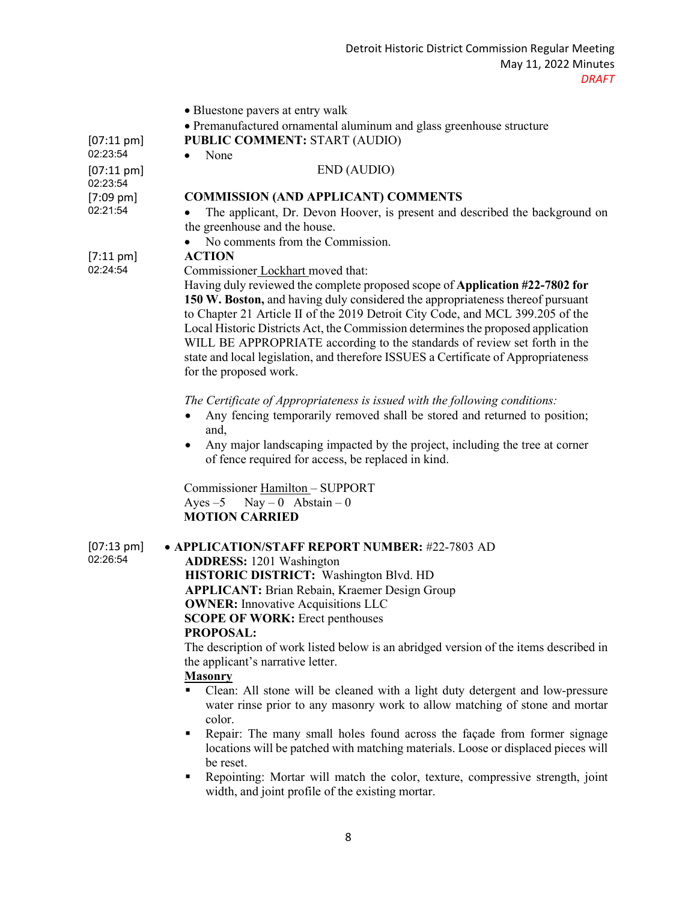- Bluestone pavers at entry walk
- Premanufactured ornamental aluminum and glass greenhouse structure

[07:11 pm] 02:23:54 **PUBLIC COMMENT:** START (AUDIO)

- None

[07:11 pm] 02:23:54 END (AUDIO)

[7:09 pm] 02:21:54 **COMMISSION (AND APPLICANT) COMMENTS**

- The applicant, Dr. Devon Hoover, is present and described the background on the greenhouse and the house.
- No comments from the Commission.

[7:11 pm] 02:24:54 **ACTION**

Commissioner Lockhart moved that:

Having duly reviewed the complete proposed scope of **Application #22-7802 for 150 W. Boston,** and having duly considered the appropriateness thereof pursuant to Chapter 21 Article II of the 2019 Detroit City Code, and MCL 399.205 of the Local Historic Districts Act, the Commission determines the proposed application WILL BE APPROPRIATE according to the standards of review set forth in the state and local legislation, and therefore ISSUES a Certificate of Appropriateness for the proposed work.

*The Certificate of Appropriateness is issued with the following conditions:*

- Any fencing temporarily removed shall be stored and returned to position; and,
- Any major landscaping impacted by the project, including the tree at corner of fence required for access, be replaced in kind.

Commissioner Hamilton – SUPPORT
Ayes –5 Nay – 0 Abstain – 0
**MOTION CARRIED**

[07:13 pm] 02:26:54

- **APPLICATION/STAFF REPORT NUMBER:** #22-7803 AD

**ADDRESS:** 1201 Washington
**HISTORIC DISTRICT:** Washington Blvd. HD
**APPLICANT:** Brian Rebain, Kraemer Design Group
**OWNER:** Innovative Acquisitions LLC
**SCOPE OF WORK:** Erect penthouses
**PROPOSAL:**

The description of work listed below is an abridged version of the items described in the applicant's narrative letter.

**Masonry**

- Clean: All stone will be cleaned with a light duty detergent and low-pressure water rinse prior to any masonry work to allow matching of stone and mortar color.
- Repair: The many small holes found across the façade from former signage locations will be patched with matching materials. Loose or displaced pieces will be reset.
- Repointing: Mortar will match the color, texture, compressive strength, joint width, and joint profile of the existing mortar.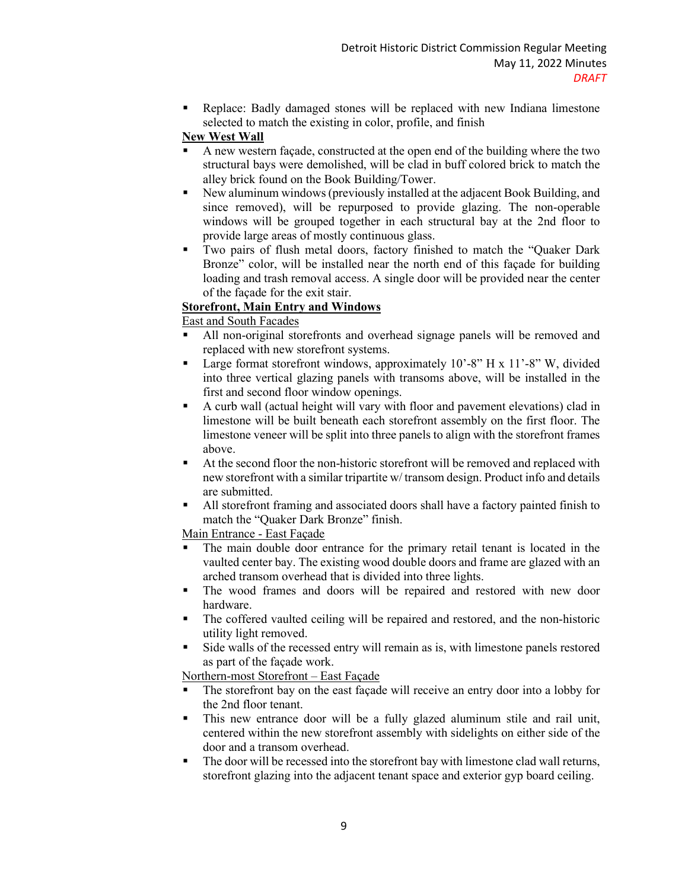- Replace: Badly damaged stones will be replaced with new Indiana limestone selected to match the existing in color, profile, and finish

**<u>New West Wall</u>**

- A new western façade, constructed at the open end of the building where the two structural bays were demolished, will be clad in buff colored brick to match the alley brick found on the Book Building/Tower.
- New aluminum windows (previously installed at the adjacent Book Building, and since removed), will be repurposed to provide glazing. The non-operable windows will be grouped together in each structural bay at the 2nd floor to provide large areas of mostly continuous glass.
- Two pairs of flush metal doors, factory finished to match the "Quaker Dark Bronze" color, will be installed near the north end of this façade for building loading and trash removal access. A single door will be provided near the center of the façade for the exit stair.

**<u>Storefront, Main Entry and Windows</u>**

<u>East and South Facades</u>

- All non-original storefronts and overhead signage panels will be removed and replaced with new storefront systems.
- Large format storefront windows, approximately 10'-8" H x 11'-8" W, divided into three vertical glazing panels with transoms above, will be installed in the first and second floor window openings.
- A curb wall (actual height will vary with floor and pavement elevations) clad in limestone will be built beneath each storefront assembly on the first floor. The limestone veneer will be split into three panels to align with the storefront frames above.
- At the second floor the non-historic storefront will be removed and replaced with new storefront with a similar tripartite w/ transom design. Product info and details are submitted.
- All storefront framing and associated doors shall have a factory painted finish to match the "Quaker Dark Bronze" finish.

<u>Main Entrance - East Façade</u>

- The main double door entrance for the primary retail tenant is located in the vaulted center bay. The existing wood double doors and frame are glazed with an arched transom overhead that is divided into three lights.
- The wood frames and doors will be repaired and restored with new door hardware.
- The coffered vaulted ceiling will be repaired and restored, and the non-historic utility light removed.
- Side walls of the recessed entry will remain as is, with limestone panels restored as part of the façade work.

<u>Northern-most Storefront – East Façade</u>

- The storefront bay on the east façade will receive an entry door into a lobby for the 2nd floor tenant.
- This new entrance door will be a fully glazed aluminum stile and rail unit, centered within the new storefront assembly with sidelights on either side of the door and a transom overhead.
- The door will be recessed into the storefront bay with limestone clad wall returns, storefront glazing into the adjacent tenant space and exterior gyp board ceiling.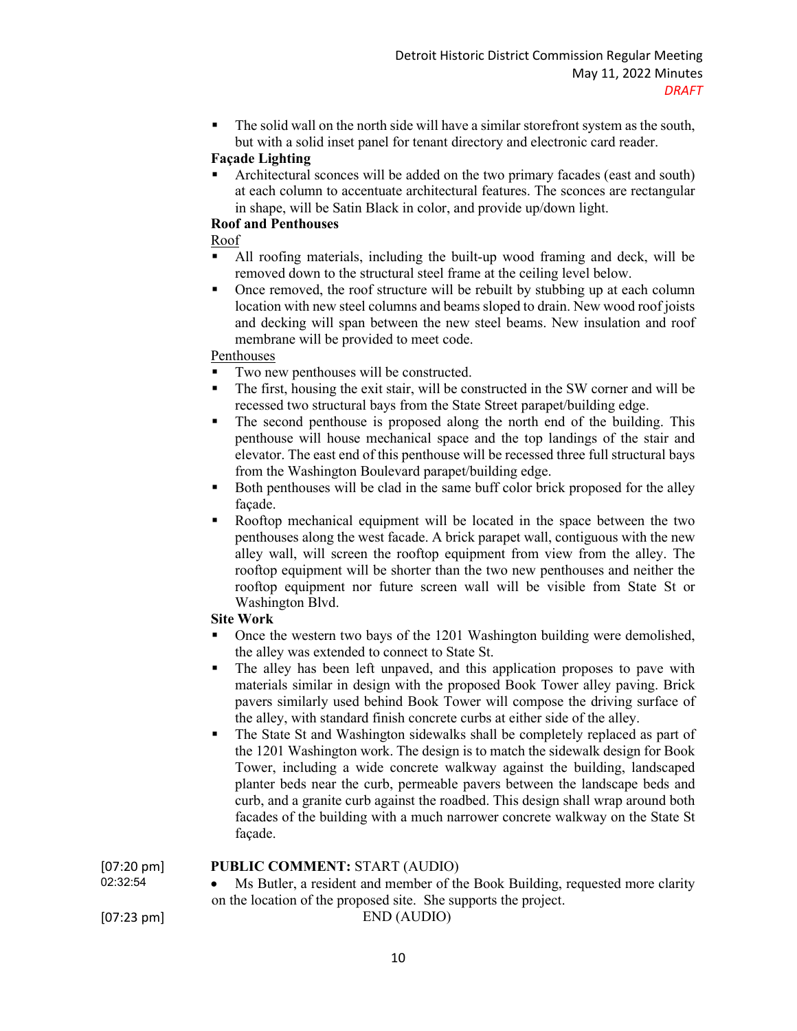- The solid wall on the north side will have a similar storefront system as the south, but with a solid inset panel for tenant directory and electronic card reader.

**Façade Lighting**

- Architectural sconces will be added on the two primary facades (east and south) at each column to accentuate architectural features. The sconces are rectangular in shape, will be Satin Black in color, and provide up/down light.

**Roof and Penthouses**

Roof

- All roofing materials, including the built-up wood framing and deck, will be removed down to the structural steel frame at the ceiling level below.
- Once removed, the roof structure will be rebuilt by stubbing up at each column location with new steel columns and beams sloped to drain. New wood roof joists and decking will span between the new steel beams. New insulation and roof membrane will be provided to meet code.

Penthouses

- Two new penthouses will be constructed.
- The first, housing the exit stair, will be constructed in the SW corner and will be recessed two structural bays from the State Street parapet/building edge.
- The second penthouse is proposed along the north end of the building. This penthouse will house mechanical space and the top landings of the stair and elevator. The east end of this penthouse will be recessed three full structural bays from the Washington Boulevard parapet/building edge.
- Both penthouses will be clad in the same buff color brick proposed for the alley façade.
- Rooftop mechanical equipment will be located in the space between the two penthouses along the west facade. A brick parapet wall, contiguous with the new alley wall, will screen the rooftop equipment from view from the alley. The rooftop equipment will be shorter than the two new penthouses and neither the rooftop equipment nor future screen wall will be visible from State St or Washington Blvd.

**Site Work**

- Once the western two bays of the 1201 Washington building were demolished, the alley was extended to connect to State St.
- The alley has been left unpaved, and this application proposes to pave with materials similar in design with the proposed Book Tower alley paving. Brick pavers similarly used behind Book Tower will compose the driving surface of the alley, with standard finish concrete curbs at either side of the alley.
- The State St and Washington sidewalks shall be completely replaced as part of the 1201 Washington work. The design is to match the sidewalk design for Book Tower, including a wide concrete walkway against the building, landscaped planter beds near the curb, permeable pavers between the landscape beds and curb, and a granite curb against the roadbed. This design shall wrap around both facades of the building with a much narrower concrete walkway on the State St façade.

[07:20 pm] 02:32:54 **PUBLIC COMMENT:** START (AUDIO)

- Ms Butler, a resident and member of the Book Building, requested more clarity on the location of the proposed site. She supports the project.

[07:23 pm] END (AUDIO)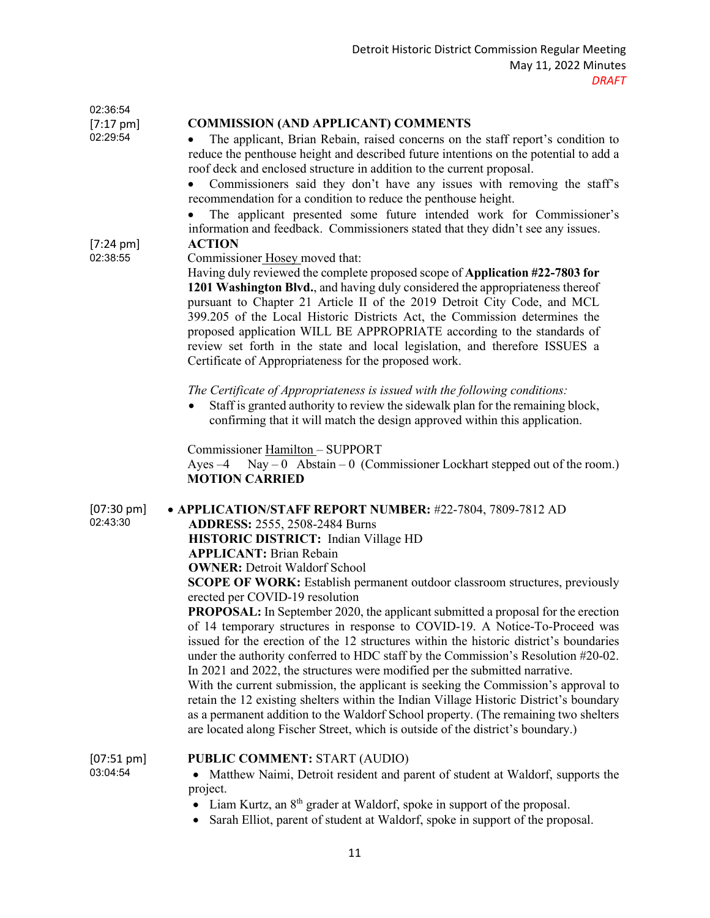02:36:54
[7:17 pm]
02:29:54

**COMMISSION (AND APPLICANT) COMMENTS**

- The applicant, Brian Rebain, raised concerns on the staff report's condition to reduce the penthouse height and described future intentions on the potential to add a roof deck and enclosed structure in addition to the current proposal.
- Commissioners said they don't have any issues with removing the staff's recommendation for a condition to reduce the penthouse height.
- The applicant presented some future intended work for Commissioner's information and feedback. Commissioners stated that they didn't see any issues.

[7:24 pm]
02:38:55

**ACTION**

Commissioner Hosey moved that:

Having duly reviewed the complete proposed scope of **Application #22-7803 for 1201 Washington Blvd.**, and having duly considered the appropriateness thereof pursuant to Chapter 21 Article II of the 2019 Detroit City Code, and MCL 399.205 of the Local Historic Districts Act, the Commission determines the proposed application WILL BE APPROPRIATE according to the standards of review set forth in the state and local legislation, and therefore ISSUES a Certificate of Appropriateness for the proposed work.

*The Certificate of Appropriateness is issued with the following conditions:*

- Staff is granted authority to review the sidewalk plan for the remaining block, confirming that it will match the design approved within this application.

Commissioner Hamilton – SUPPORT
Ayes –4 Nay – 0 Abstain – 0 (Commissioner Lockhart stepped out of the room.)
**MOTION CARRIED**

[07:30 pm]
02:43:30

- **APPLICATION/STAFF REPORT NUMBER:** #22-7804, 7809-7812 AD

**ADDRESS:** 2555, 2508-2484 Burns
**HISTORIC DISTRICT:** Indian Village HD
**APPLICANT:** Brian Rebain
**OWNER:** Detroit Waldorf School
**SCOPE OF WORK:** Establish permanent outdoor classroom structures, previously erected per COVID-19 resolution
**PROPOSAL:** In September 2020, the applicant submitted a proposal for the erection of 14 temporary structures in response to COVID-19. A Notice-To-Proceed was issued for the erection of the 12 structures within the historic district's boundaries under the authority conferred to HDC staff by the Commission's Resolution #20-02. In 2021 and 2022, the structures were modified per the submitted narrative.
With the current submission, the applicant is seeking the Commission's approval to retain the 12 existing shelters within the Indian Village Historic District's boundary as a permanent addition to the Waldorf School property. (The remaining two shelters are located along Fischer Street, which is outside of the district's boundary.)

[07:51 pm]
03:04:54

**PUBLIC COMMENT:** START (AUDIO)

- Matthew Naimi, Detroit resident and parent of student at Waldorf, supports the project.
- Liam Kurtz, an 8th grader at Waldorf, spoke in support of the proposal.
- Sarah Elliot, parent of student at Waldorf, spoke in support of the proposal.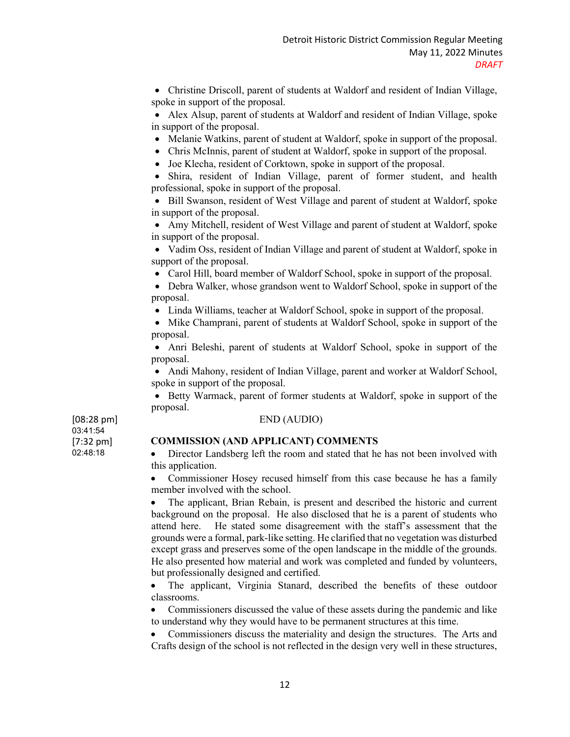- Christine Driscoll, parent of students at Waldorf and resident of Indian Village, spoke in support of the proposal.
- Alex Alsup, parent of students at Waldorf and resident of Indian Village, spoke in support of the proposal.
- Melanie Watkins, parent of student at Waldorf, spoke in support of the proposal.
- Chris McInnis, parent of student at Waldorf, spoke in support of the proposal.
- Joe Klecha, resident of Corktown, spoke in support of the proposal.
- Shira, resident of Indian Village, parent of former student, and health professional, spoke in support of the proposal.
- Bill Swanson, resident of West Village and parent of student at Waldorf, spoke in support of the proposal.
- Amy Mitchell, resident of West Village and parent of student at Waldorf, spoke in support of the proposal.
- Vadim Oss, resident of Indian Village and parent of student at Waldorf, spoke in support of the proposal.
- Carol Hill, board member of Waldorf School, spoke in support of the proposal.
- Debra Walker, whose grandson went to Waldorf School, spoke in support of the proposal.
- Linda Williams, teacher at Waldorf School, spoke in support of the proposal.
- Mike Champrani, parent of students at Waldorf School, spoke in support of the proposal.
- Anri Beleshi, parent of students at Waldorf School, spoke in support of the proposal.
- Andi Mahony, resident of Indian Village, parent and worker at Waldorf School, spoke in support of the proposal.
- Betty Warmack, parent of former students at Waldorf, spoke in support of the proposal.

[08:28 pm]
03:41:54

END (AUDIO)

[7:32 pm]
02:48:18

**COMMISSION (AND APPLICANT) COMMENTS**

- Director Landsberg left the room and stated that he has not been involved with this application.
- Commissioner Hosey recused himself from this case because he has a family member involved with the school.
- The applicant, Brian Rebain, is present and described the historic and current background on the proposal. He also disclosed that he is a parent of students who attend here. He stated some disagreement with the staff's assessment that the grounds were a formal, park-like setting. He clarified that no vegetation was disturbed except grass and preserves some of the open landscape in the middle of the grounds. He also presented how material and work was completed and funded by volunteers, but professionally designed and certified.
- The applicant, Virginia Stanard, described the benefits of these outdoor classrooms.
- Commissioners discussed the value of these assets during the pandemic and like to understand why they would have to be permanent structures at this time.
- Commissioners discuss the materiality and design the structures. The Arts and Crafts design of the school is not reflected in the design very well in these structures,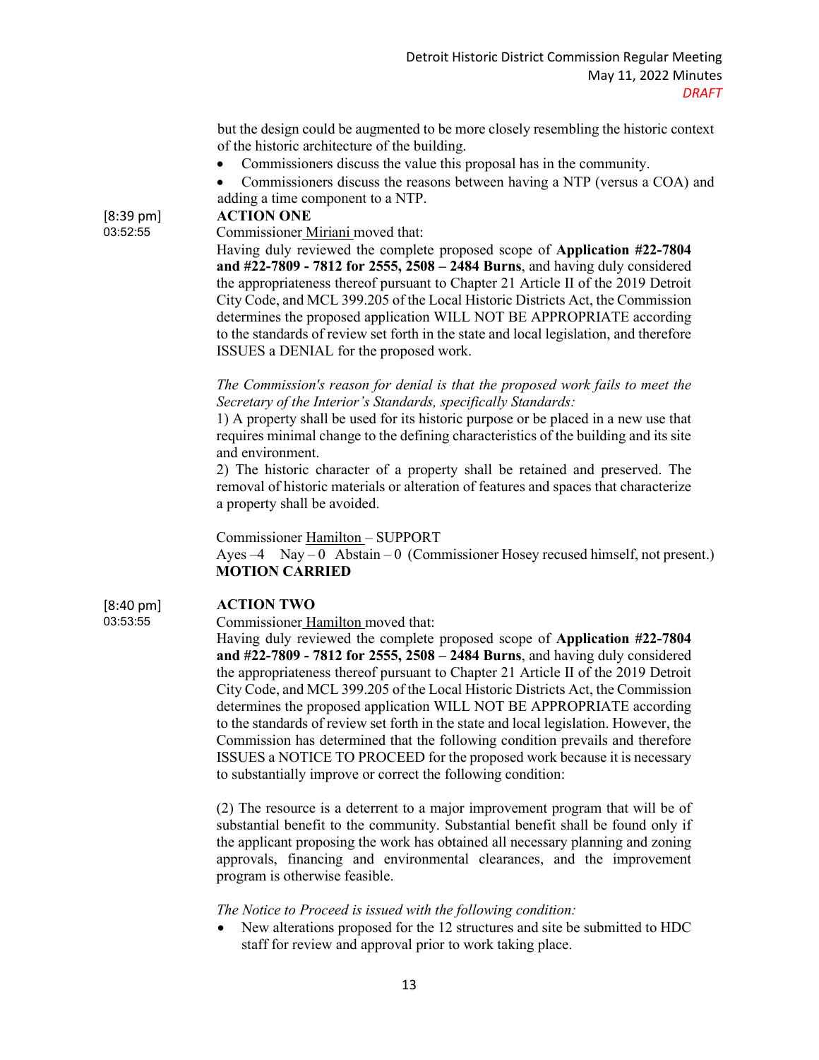but the design could be augmented to be more closely resembling the historic context of the historic architecture of the building.

- Commissioners discuss the value this proposal has in the community.
- Commissioners discuss the reasons between having a NTP (versus a COA) and adding a time component to a NTP.

[8:39 pm]
03:52:55

**ACTION ONE**

Commissioner Miriani moved that:

Having duly reviewed the complete proposed scope of **Application #22-7804 and #22-7809 - 7812 for 2555, 2508 – 2484 Burns**, and having duly considered the appropriateness thereof pursuant to Chapter 21 Article II of the 2019 Detroit City Code, and MCL 399.205 of the Local Historic Districts Act, the Commission determines the proposed application WILL NOT BE APPROPRIATE according to the standards of review set forth in the state and local legislation, and therefore ISSUES a DENIAL for the proposed work.

*The Commission's reason for denial is that the proposed work fails to meet the Secretary of the Interior's Standards, specifically Standards:*

1) A property shall be used for its historic purpose or be placed in a new use that requires minimal change to the defining characteristics of the building and its site and environment.

2) The historic character of a property shall be retained and preserved. The removal of historic materials or alteration of features and spaces that characterize a property shall be avoided.

Commissioner Hamilton – SUPPORT

Ayes –4 Nay – 0 Abstain – 0 (Commissioner Hosey recused himself, not present.)

**MOTION CARRIED**

[8:40 pm]
03:53:55

**ACTION TWO**

Commissioner Hamilton moved that:

Having duly reviewed the complete proposed scope of **Application #22-7804 and #22-7809 - 7812 for 2555, 2508 – 2484 Burns**, and having duly considered the appropriateness thereof pursuant to Chapter 21 Article II of the 2019 Detroit City Code, and MCL 399.205 of the Local Historic Districts Act, the Commission determines the proposed application WILL NOT BE APPROPRIATE according to the standards of review set forth in the state and local legislation. However, the Commission has determined that the following condition prevails and therefore ISSUES a NOTICE TO PROCEED for the proposed work because it is necessary to substantially improve or correct the following condition:

(2) The resource is a deterrent to a major improvement program that will be of substantial benefit to the community. Substantial benefit shall be found only if the applicant proposing the work has obtained all necessary planning and zoning approvals, financing and environmental clearances, and the improvement program is otherwise feasible.

*The Notice to Proceed is issued with the following condition:*

- New alterations proposed for the 12 structures and site be submitted to HDC staff for review and approval prior to work taking place.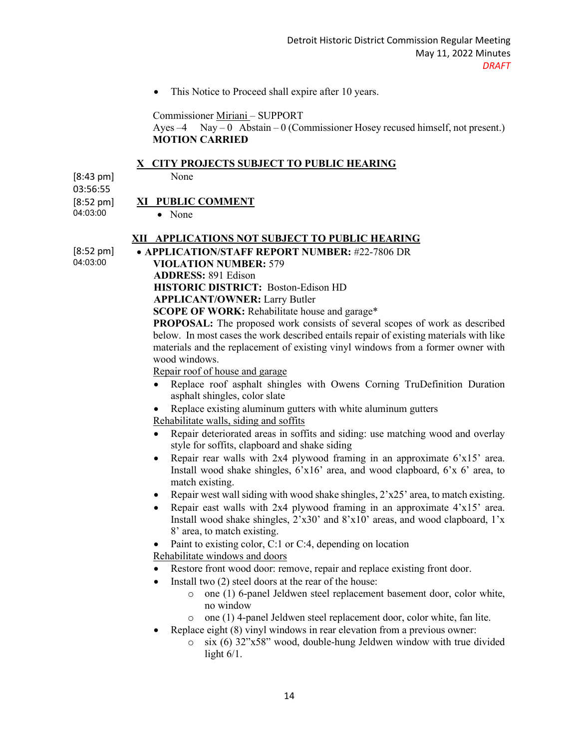- This Notice to Proceed shall expire after 10 years.

Commissioner Miriani – SUPPORT
Ayes –4  Nay – 0  Abstain – 0 (Commissioner Hosey recused himself, not present.)
**MOTION CARRIED**

## X CITY PROJECTS SUBJECT TO PUBLIC HEARING

[8:43 pm]
03:56:55

None

[8:52 pm]
04:03:00

## XI PUBLIC COMMENT

- None

## XII APPLICATIONS NOT SUBJECT TO PUBLIC HEARING

[8:52 pm]
04:03:00

- **APPLICATION/STAFF REPORT NUMBER:** #22-7806 DR

**VIOLATION NUMBER:** 579
**ADDRESS:** 891 Edison
**HISTORIC DISTRICT:** Boston-Edison HD
**APPLICANT/OWNER:** Larry Butler
**SCOPE OF WORK:** Rehabilitate house and garage*
**PROPOSAL:** The proposed work consists of several scopes of work as described below. In most cases the work described entails repair of existing materials with like materials and the replacement of existing vinyl windows from a former owner with wood windows.

Repair roof of house and garage

- Replace roof asphalt shingles with Owens Corning TruDefinition Duration asphalt shingles, color slate
- Replace existing aluminum gutters with white aluminum gutters

Rehabilitate walls, siding and soffits

- Repair deteriorated areas in soffits and siding: use matching wood and overlay style for soffits, clapboard and shake siding
- Repair rear walls with 2x4 plywood framing in an approximate 6'x15' area. Install wood shake shingles, 6'x16' area, and wood clapboard, 6'x 6' area, to match existing.
- Repair west wall siding with wood shake shingles, 2'x25' area, to match existing.
- Repair east walls with 2x4 plywood framing in an approximate 4'x15' area. Install wood shake shingles, 2'x30' and 8'x10' areas, and wood clapboard, 1'x 8' area, to match existing.
- Paint to existing color, C:1 or C:4, depending on location

Rehabilitate windows and doors

- Restore front wood door: remove, repair and replace existing front door.
- Install two (2) steel doors at the rear of the house:
  - one (1) 6-panel Jeldwen steel replacement basement door, color white, no window
  - one (1) 4-panel Jeldwen steel replacement door, color white, fan lite.
- Replace eight (8) vinyl windows in rear elevation from a previous owner:
  - six (6) 32"x58" wood, double-hung Jeldwen window with true divided light 6/1.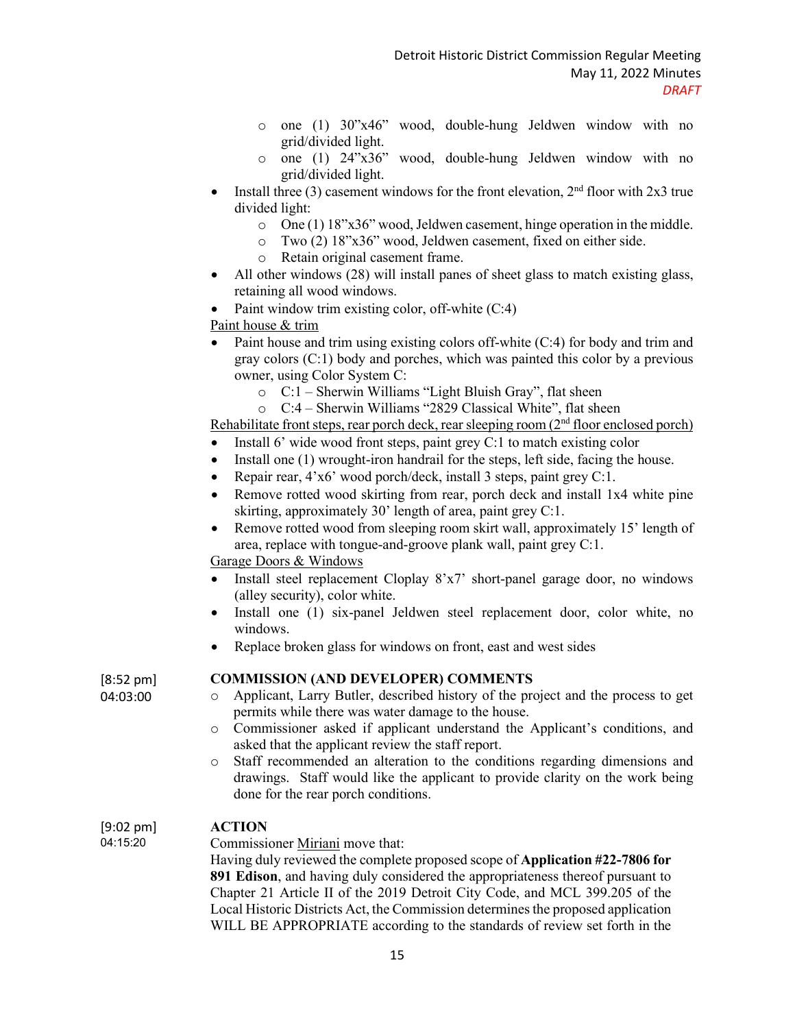- one (1) 30"x46" wood, double-hung Jeldwen window with no grid/divided light.
- one (1) 24"x36" wood, double-hung Jeldwen window with no grid/divided light.

- Install three (3) casement windows for the front elevation, 2nd floor with 2x3 true divided light:
  - One (1) 18"x36" wood, Jeldwen casement, hinge operation in the middle.
  - Two (2) 18"x36" wood, Jeldwen casement, fixed on either side.
  - Retain original casement frame.
- All other windows (28) will install panes of sheet glass to match existing glass, retaining all wood windows.
- Paint window trim existing color, off-white (C:4)

Paint house & trim

- Paint house and trim using existing colors off-white (C:4) for body and trim and gray colors (C:1) body and porches, which was painted this color by a previous owner, using Color System C:
  - C:1 – Sherwin Williams "Light Bluish Gray", flat sheen
  - C:4 – Sherwin Williams "2829 Classical White", flat sheen

Rehabilitate front steps, rear porch deck, rear sleeping room (2nd floor enclosed porch)

- Install 6' wide wood front steps, paint grey C:1 to match existing color
- Install one (1) wrought-iron handrail for the steps, left side, facing the house.
- Repair rear, 4'x6' wood porch/deck, install 3 steps, paint grey C:1.
- Remove rotted wood skirting from rear, porch deck and install 1x4 white pine skirting, approximately 30' length of area, paint grey C:1.
- Remove rotted wood from sleeping room skirt wall, approximately 15' length of area, replace with tongue-and-groove plank wall, paint grey C:1.

Garage Doors & Windows

- Install steel replacement Cloplay 8'x7' short-panel garage door, no windows (alley security), color white.
- Install one (1) six-panel Jeldwen steel replacement door, color white, no windows.
- Replace broken glass for windows on front, east and west sides

[8:52 pm]
04:03:00

**COMMISSION (AND DEVELOPER) COMMENTS**

- Applicant, Larry Butler, described history of the project and the process to get permits while there was water damage to the house.
- Commissioner asked if applicant understand the Applicant's conditions, and asked that the applicant review the staff report.
- Staff recommended an alteration to the conditions regarding dimensions and drawings. Staff would like the applicant to provide clarity on the work being done for the rear porch conditions.

[9:02 pm]
04:15:20

**ACTION**

Commissioner Miriani move that:

Having duly reviewed the complete proposed scope of **Application #22-7806 for 891 Edison**, and having duly considered the appropriateness thereof pursuant to Chapter 21 Article II of the 2019 Detroit City Code, and MCL 399.205 of the Local Historic Districts Act, the Commission determines the proposed application WILL BE APPROPRIATE according to the standards of review set forth in the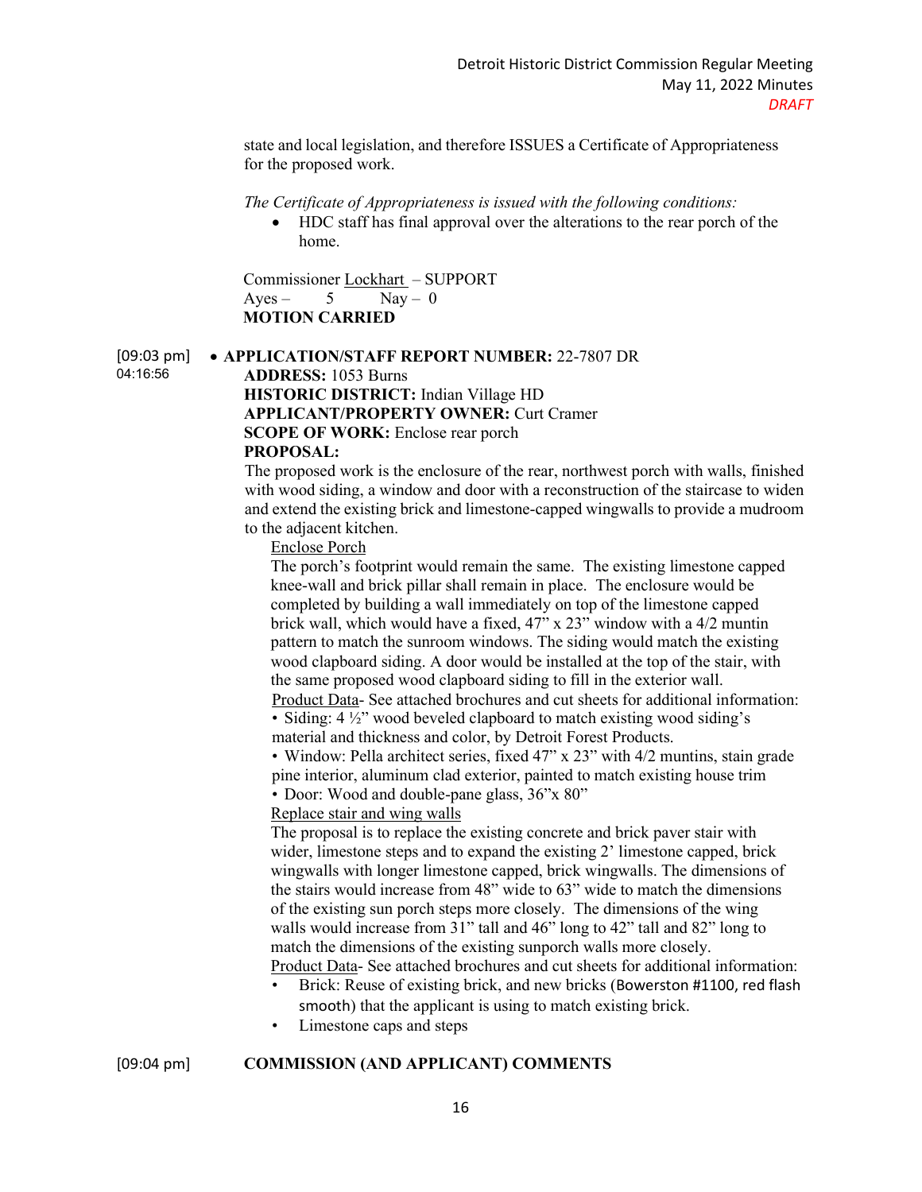state and local legislation, and therefore ISSUES a Certificate of Appropriateness for the proposed work.

*The Certificate of Appropriateness is issued with the following conditions:*

- HDC staff has final approval over the alterations to the rear porch of the home.

Commissioner Lockhart – SUPPORT
Ayes – 5 Nay – 0
**MOTION CARRIED**

[09:03 pm]
04:16:56

- **APPLICATION/STAFF REPORT NUMBER:** 22-7807 DR
  **ADDRESS:** 1053 Burns
  **HISTORIC DISTRICT:** Indian Village HD
  **APPLICANT/PROPERTY OWNER:** Curt Cramer
  **SCOPE OF WORK:** Enclose rear porch
  **PROPOSAL:**

The proposed work is the enclosure of the rear, northwest porch with walls, finished with wood siding, a window and door with a reconstruction of the staircase to widen and extend the existing brick and limestone-capped wingwalls to provide a mudroom to the adjacent kitchen.

Enclose Porch

The porch's footprint would remain the same. The existing limestone capped knee-wall and brick pillar shall remain in place. The enclosure would be completed by building a wall immediately on top of the limestone capped brick wall, which would have a fixed, 47" x 23" window with a 4/2 muntin pattern to match the sunroom windows. The siding would match the existing wood clapboard siding. A door would be installed at the top of the stair, with the same proposed wood clapboard siding to fill in the exterior wall.

Product Data- See attached brochures and cut sheets for additional information:

• Siding: 4 ½" wood beveled clapboard to match existing wood siding's material and thickness and color, by Detroit Forest Products.

• Window: Pella architect series, fixed 47" x 23" with 4/2 muntins, stain grade pine interior, aluminum clad exterior, painted to match existing house trim

• Door: Wood and double-pane glass, 36"x 80"

Replace stair and wing walls

The proposal is to replace the existing concrete and brick paver stair with wider, limestone steps and to expand the existing 2' limestone capped, brick wingwalls with longer limestone capped, brick wingwalls. The dimensions of the stairs would increase from 48" wide to 63" wide to match the dimensions of the existing sun porch steps more closely. The dimensions of the wing walls would increase from 31" tall and 46" long to 42" tall and 82" long to match the dimensions of the existing sunporch walls more closely.

Product Data- See attached brochures and cut sheets for additional information:

- Brick: Reuse of existing brick, and new bricks (Bowerston #1100, red flash smooth) that the applicant is using to match existing brick.
- Limestone caps and steps

[09:04 pm] **COMMISSION (AND APPLICANT) COMMENTS**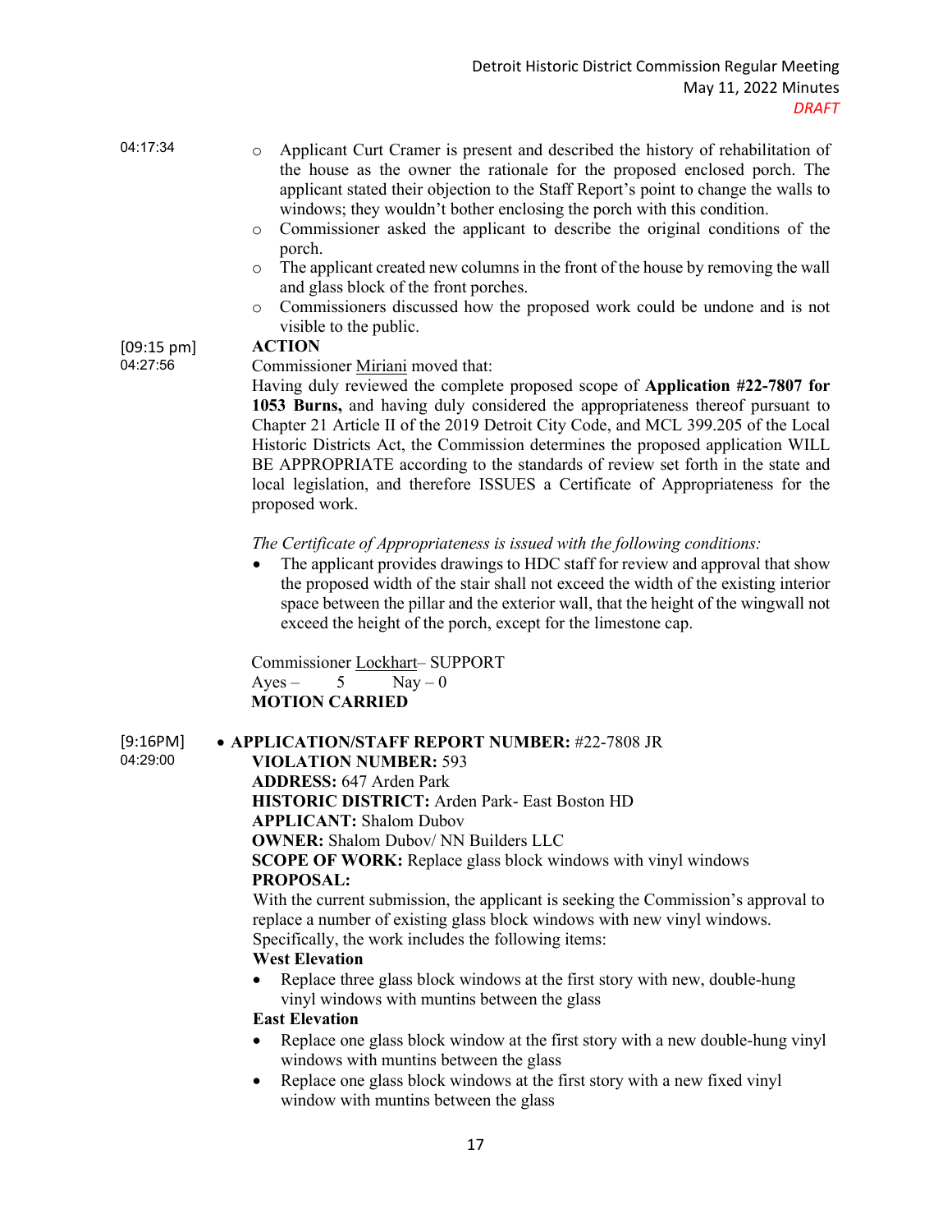04:17:34

- Applicant Curt Cramer is present and described the history of rehabilitation of the house as the owner the rationale for the proposed enclosed porch. The applicant stated their objection to the Staff Report's point to change the walls to windows; they wouldn't bother enclosing the porch with this condition.
- Commissioner asked the applicant to describe the original conditions of the porch.
- The applicant created new columns in the front of the house by removing the wall and glass block of the front porches.
- Commissioners discussed how the proposed work could be undone and is not visible to the public.

[09:15 pm]
04:27:56

**ACTION**

Commissioner Miriani moved that:

Having duly reviewed the complete proposed scope of **Application #22-7807 for 1053 Burns,** and having duly considered the appropriateness thereof pursuant to Chapter 21 Article II of the 2019 Detroit City Code, and MCL 399.205 of the Local Historic Districts Act, the Commission determines the proposed application WILL BE APPROPRIATE according to the standards of review set forth in the state and local legislation, and therefore ISSUES a Certificate of Appropriateness for the proposed work.

*The Certificate of Appropriateness is issued with the following conditions:*

- The applicant provides drawings to HDC staff for review and approval that show the proposed width of the stair shall not exceed the width of the existing interior space between the pillar and the exterior wall, that the height of the wingwall not exceed the height of the porch, except for the limestone cap.

Commissioner Lockhart– SUPPORT
Ayes – 5 Nay – 0
**MOTION CARRIED**

[9:16PM]
04:29:00

- **APPLICATION/STAFF REPORT NUMBER:** #22-7808 JR
  **VIOLATION NUMBER:** 593
  **ADDRESS:** 647 Arden Park
  **HISTORIC DISTRICT:** Arden Park- East Boston HD
  **APPLICANT:** Shalom Dubov
  **OWNER:** Shalom Dubov/ NN Builders LLC
  **SCOPE OF WORK:** Replace glass block windows with vinyl windows
  **PROPOSAL:**
  With the current submission, the applicant is seeking the Commission's approval to replace a number of existing glass block windows with new vinyl windows. Specifically, the work includes the following items:
  **West Elevation**
  - Replace three glass block windows at the first story with new, double-hung vinyl windows with muntins between the glass

  **East Elevation**
  - Replace one glass block window at the first story with a new double-hung vinyl windows with muntins between the glass
  - Replace one glass block windows at the first story with a new fixed vinyl window with muntins between the glass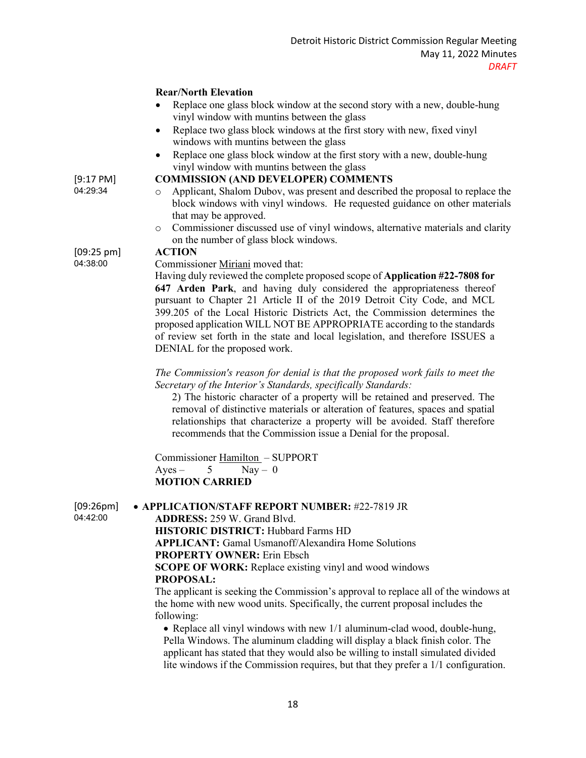**Rear/North Elevation**

- Replace one glass block window at the second story with a new, double-hung vinyl window with muntins between the glass
- Replace two glass block windows at the first story with new, fixed vinyl windows with muntins between the glass
- Replace one glass block window at the first story with a new, double-hung vinyl window with muntins between the glass

[9:17 PM]
04:29:34

**COMMISSION (AND DEVELOPER) COMMENTS**

- Applicant, Shalom Dubov, was present and described the proposal to replace the block windows with vinyl windows. He requested guidance on other materials that may be approved.
- Commissioner discussed use of vinyl windows, alternative materials and clarity on the number of glass block windows.

[09:25 pm]
04:38:00

**ACTION**

Commissioner Miriani moved that:

Having duly reviewed the complete proposed scope of **Application #22-7808 for 647 Arden Park**, and having duly considered the appropriateness thereof pursuant to Chapter 21 Article II of the 2019 Detroit City Code, and MCL 399.205 of the Local Historic Districts Act, the Commission determines the proposed application WILL NOT BE APPROPRIATE according to the standards of review set forth in the state and local legislation, and therefore ISSUES a DENIAL for the proposed work.

*The Commission's reason for denial is that the proposed work fails to meet the Secretary of the Interior's Standards, specifically Standards:*

2) The historic character of a property will be retained and preserved. The removal of distinctive materials or alteration of features, spaces and spatial relationships that characterize a property will be avoided. Staff therefore recommends that the Commission issue a Denial for the proposal.

Commissioner Hamilton – SUPPORT
Ayes – 5 Nay – 0
**MOTION CARRIED**

[09:26pm]
04:42:00

- **APPLICATION/STAFF REPORT NUMBER:** #22-7819 JR

**ADDRESS:** 259 W. Grand Blvd.
**HISTORIC DISTRICT:** Hubbard Farms HD
**APPLICANT:** Gamal Usmanoff/Alexandira Home Solutions
**PROPERTY OWNER:** Erin Ebsch
**SCOPE OF WORK:** Replace existing vinyl and wood windows
**PROPOSAL:**

The applicant is seeking the Commission's approval to replace all of the windows at the home with new wood units. Specifically, the current proposal includes the following:

- Replace all vinyl windows with new 1/1 aluminum-clad wood, double-hung, Pella Windows. The aluminum cladding will display a black finish color. The applicant has stated that they would also be willing to install simulated divided lite windows if the Commission requires, but that they prefer a 1/1 configuration.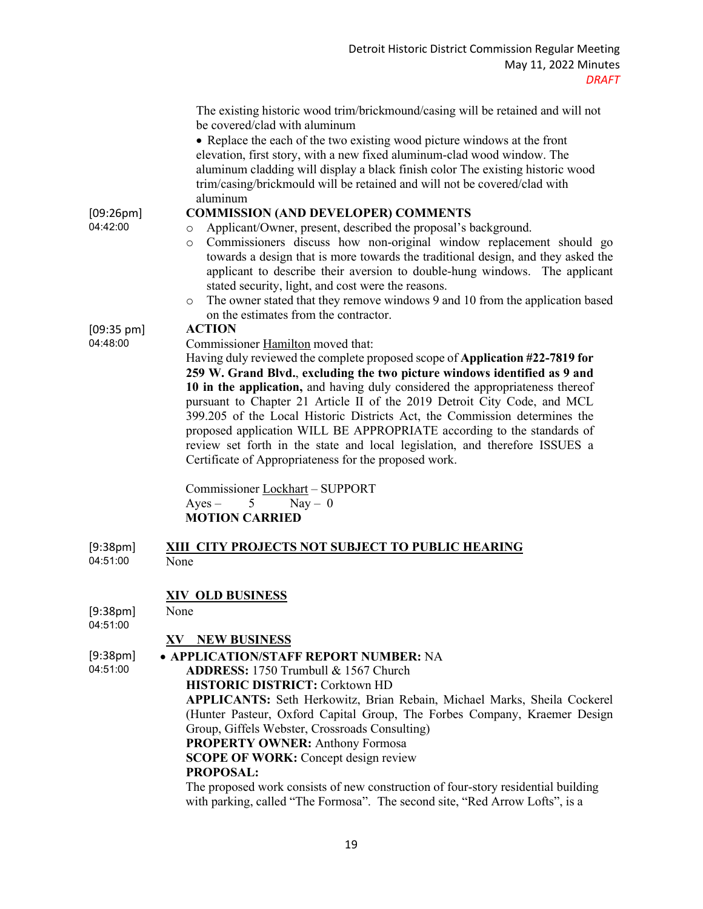The existing historic wood trim/brickmound/casing will be retained and will not be covered/clad with aluminum

- Replace the each of the two existing wood picture windows at the front elevation, first story, with a new fixed aluminum-clad wood window. The aluminum cladding will display a black finish color The existing historic wood trim/casing/brickmould will be retained and will not be covered/clad with aluminum

[09:26pm] 04:42:00

**COMMISSION (AND DEVELOPER) COMMENTS**

- Applicant/Owner, present, described the proposal's background.
- Commissioners discuss how non-original window replacement should go towards a design that is more towards the traditional design, and they asked the applicant to describe their aversion to double-hung windows. The applicant stated security, light, and cost were the reasons.
- The owner stated that they remove windows 9 and 10 from the application based on the estimates from the contractor.

[09:35 pm] 04:48:00

**ACTION**

Commissioner Hamilton moved that:

Having duly reviewed the complete proposed scope of **Application #22-7819 for 259 W. Grand Blvd., excluding the two picture windows identified as 9 and 10 in the application,** and having duly considered the appropriateness thereof pursuant to Chapter 21 Article II of the 2019 Detroit City Code, and MCL 399.205 of the Local Historic Districts Act, the Commission determines the proposed application WILL BE APPROPRIATE according to the standards of review set forth in the state and local legislation, and therefore ISSUES a Certificate of Appropriateness for the proposed work.

Commissioner Lockhart – SUPPORT
Ayes – 5 Nay – 0
**MOTION CARRIED**

[9:38pm] 04:51:00

## XIII CITY PROJECTS NOT SUBJECT TO PUBLIC HEARING

None

## XIV OLD BUSINESS

[9:38pm] 04:51:00

None

## XV NEW BUSINESS

[9:38pm] 04:51:00

- **APPLICATION/STAFF REPORT NUMBER:** NA

**ADDRESS:** 1750 Trumbull & 1567 Church
**HISTORIC DISTRICT:** Corktown HD
**APPLICANTS:** Seth Herkowitz, Brian Rebain, Michael Marks, Sheila Cockerel (Hunter Pasteur, Oxford Capital Group, The Forbes Company, Kraemer Design Group, Giffels Webster, Crossroads Consulting)
**PROPERTY OWNER:** Anthony Formosa
**SCOPE OF WORK:** Concept design review
**PROPOSAL:**

The proposed work consists of new construction of four-story residential building with parking, called "The Formosa". The second site, "Red Arrow Lofts", is a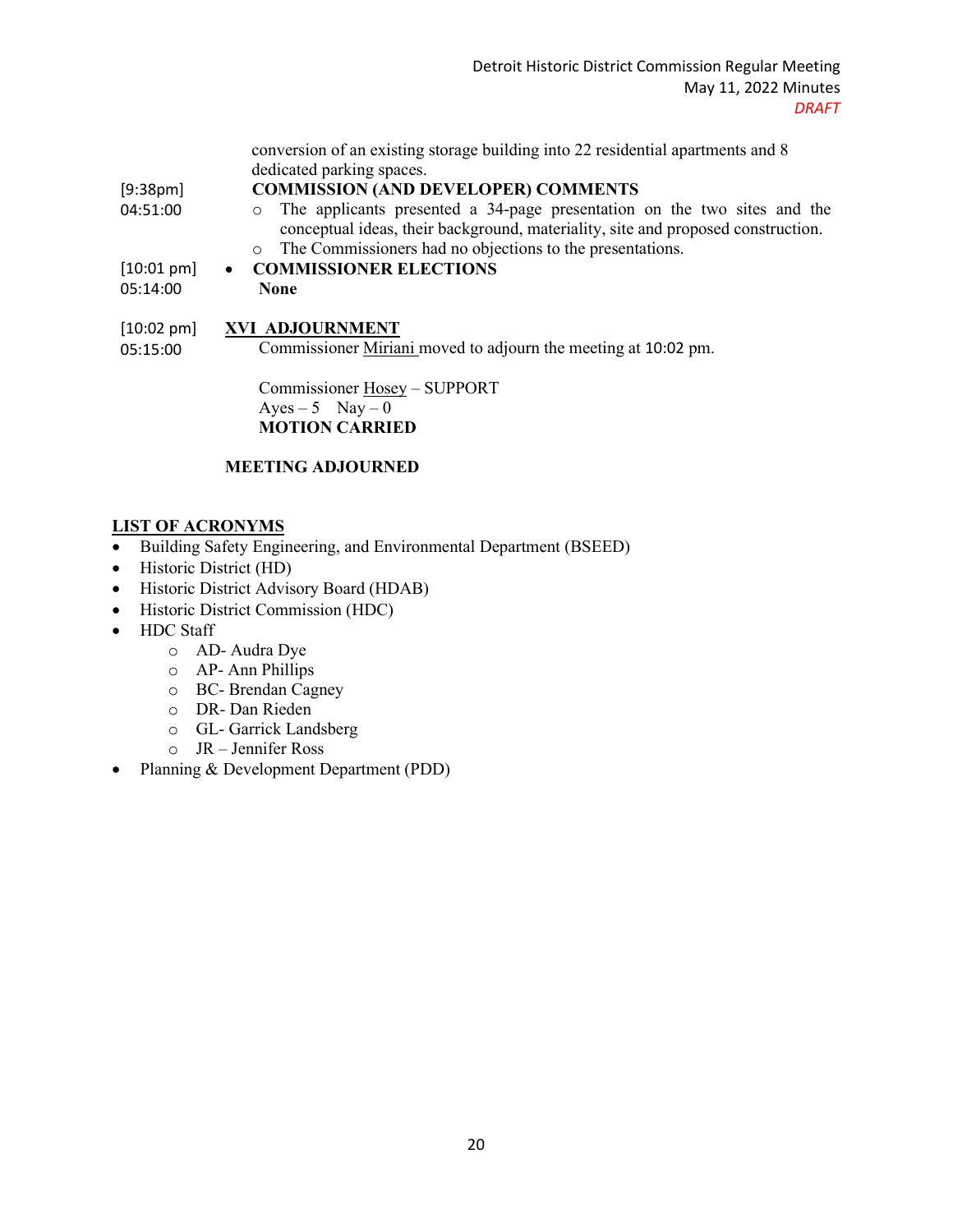conversion of an existing storage building into 22 residential apartments and 8 dedicated parking spaces.

[9:38pm] 04:51:00 **COMMISSION (AND DEVELOPER) COMMENTS**

- The applicants presented a 34-page presentation on the two sites and the conceptual ideas, their background, materiality, site and proposed construction.
- The Commissioners had no objections to the presentations.

[10:01 pm] 05:14:00

- **COMMISSIONER ELECTIONS**

  **None**

[10:02 pm] 05:15:00 **XVI ADJOURNMENT**

Commissioner Miriani moved to adjourn the meeting at 10:02 pm.

Commissioner Hosey – SUPPORT
Ayes – 5 Nay – 0
**MOTION CARRIED**

**MEETING ADJOURNED**

## LIST OF ACRONYMS

- Building Safety Engineering, and Environmental Department (BSEED)
- Historic District (HD)
- Historic District Advisory Board (HDAB)
- Historic District Commission (HDC)
- HDC Staff
  - AD- Audra Dye
  - AP- Ann Phillips
  - BC- Brendan Cagney
  - DR- Dan Rieden
  - GL- Garrick Landsberg
  - JR – Jennifer Ross
- Planning & Development Department (PDD)